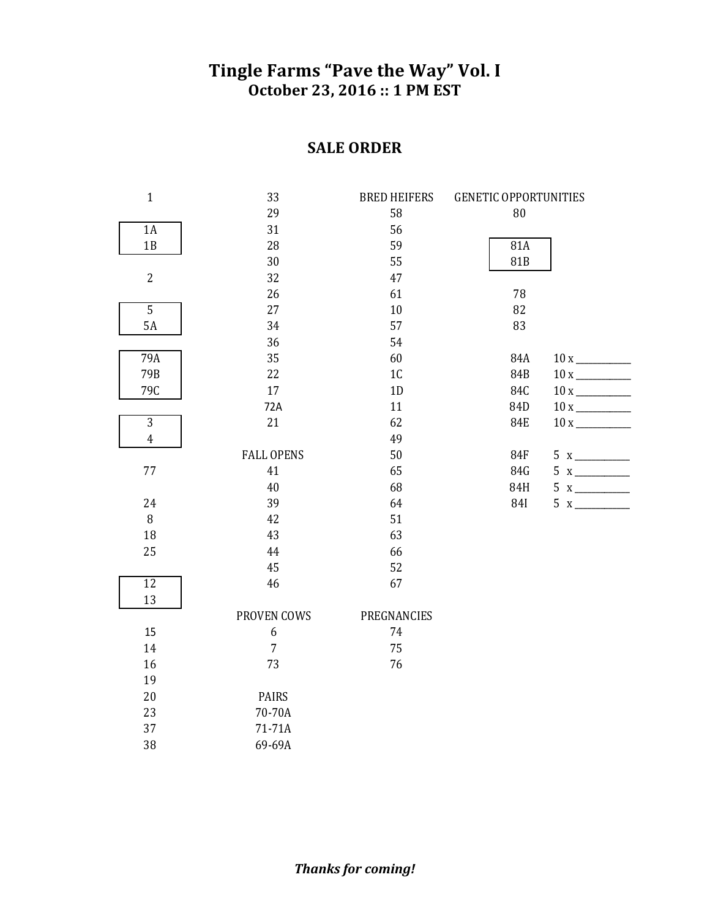# Tingle Farms "Pave the Way" Vol. I

**October 23, 2016 :: 1 PM EST**

## SALE ORDER

1

1A
1B

2

5
5A

79A
79B
79C

3
4

77

24
8
18
25

12
13

15
14
16
19
20
23
37
38

33
29
31
28
30
32
26
27
34
36
35
22
17
72A
21

FALL OPENS

41
40
39
42
43
44
45
46

PROVEN COWS

6
7
73

PAIRS

70-70A
71-71A
69-69A

BRED HEIFERS

58
56
59
55
47
61
10
57
54
60
1C
1D
11
62
49
50
65
68
64
51
63
66
52
67

PREGNANCIES

74
75
76

GENETIC OPPORTUNITIES

80

81A
81B

78
82
83

84A 10 x __________
84B 10 x __________
84C 10 x __________
84D 10 x __________
84E 10 x __________

84F 5 x __________
84G 5 x __________
84H 5 x __________
84I 5 x __________

***Thanks for coming!***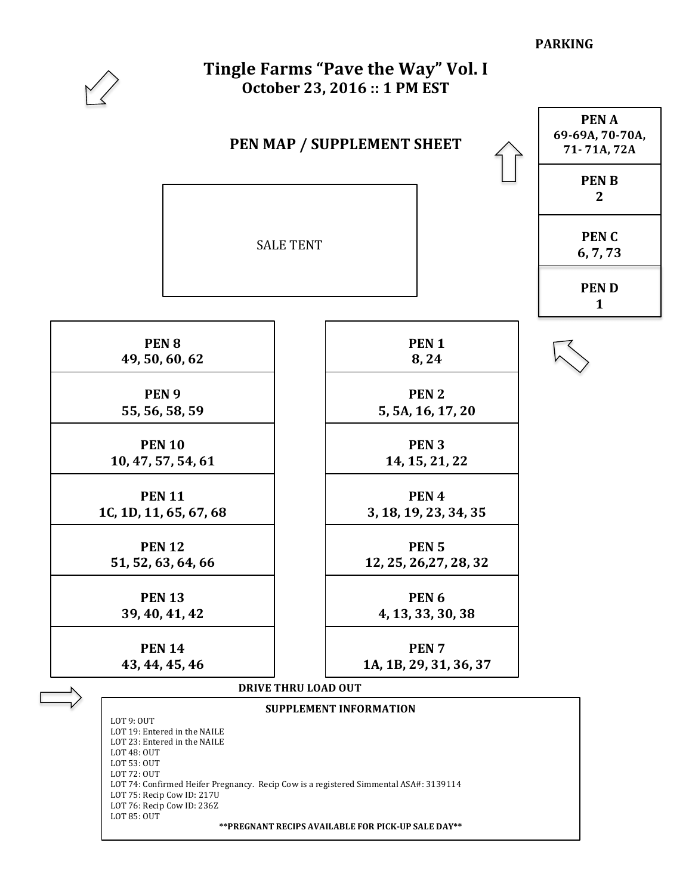PARKING

# Tingle Farms "Pave the Way" Vol. I

**October 23, 2016 :: 1 PM EST**

## PEN MAP / SUPPLEMENT SHEET

SALE TENT

**PEN A**
**69-69A, 70-70A, 71- 71A, 72A**

**PEN B**
**2**

**PEN C**
**6, 7, 73**

**PEN D**
**1**

**PEN 8**
**49, 50, 60, 62**

**PEN 9**
**55, 56, 58, 59**

**PEN 10**
**10, 47, 57, 54, 61**

**PEN 11**
**1C, 1D, 11, 65, 67, 68**

**PEN 12**
**51, 52, 63, 64, 66**

**PEN 13**
**39, 40, 41, 42**

**PEN 14**
**43, 44, 45, 46**

**PEN 1**
**8, 24**

**PEN 2**
**5, 5A, 16, 17, 20**

**PEN 3**
**14, 15, 21, 22**

**PEN 4**
**3, 18, 19, 23, 34, 35**

**PEN 5**
**12, 25, 26,27, 28, 32**

**PEN 6**
**4, 13, 33, 30, 38**

**PEN 7**
**1A, 1B, 29, 31, 36, 37**

**DRIVE THRU LOAD OUT**

### SUPPLEMENT INFORMATION

LOT 9: OUT
LOT 19: Entered in the NAILE
LOT 23: Entered in the NAILE
LOT 48: OUT
LOT 53: OUT
LOT 72: OUT
LOT 74: Confirmed Heifer Pregnancy. Recip Cow is a registered Simmental ASA#: 3139114
LOT 75: Recip Cow ID: 217U
LOT 76: Recip Cow ID: 236Z
LOT 85: OUT

**PREGNANT RECIPS AVAILABLE FOR PICK-UP SALE DAY**